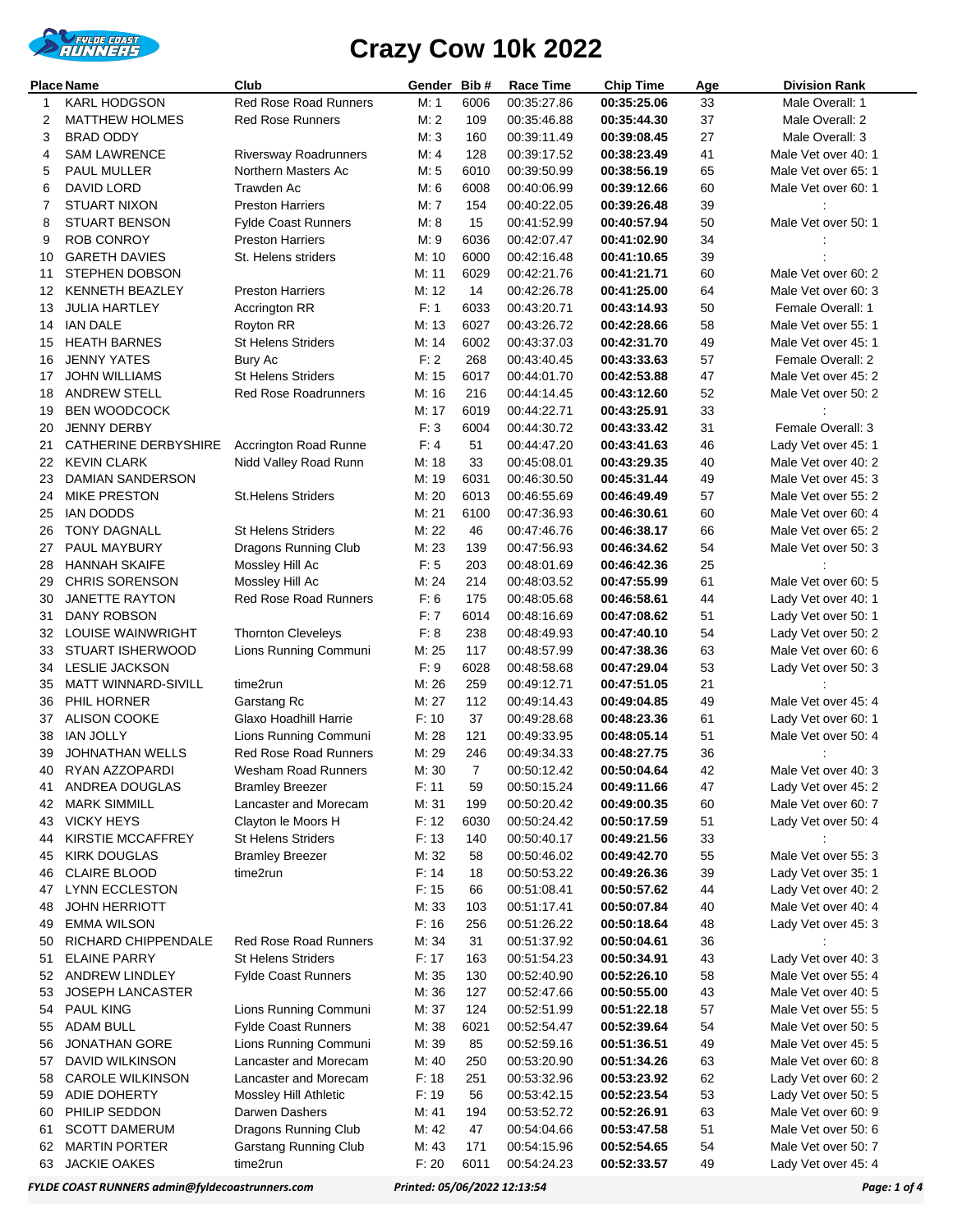# Crazy Cow 10k 2022

| Place | Name | Club | Gender | Bib # | Race Time | Chip Time | Age | Division Rank |
|---|---|---|---|---|---|---|---|---|
| 1 | KARL HODGSON | Red Rose Road Runners | M: 1 | 6006 | 00:35:27.86 | **00:35:25.06** | 33 | Male Overall: 1 |
| 2 | MATTHEW HOLMES | Red Rose Runners | M: 2 | 109 | 00:35:46.88 | **00:35:44.30** | 37 | Male Overall: 2 |
| 3 | BRAD ODDY | | M: 3 | 160 | 00:39:11.49 | **00:39:08.45** | 27 | Male Overall: 3 |
| 4 | SAM LAWRENCE | Riversway Roadrunners | M: 4 | 128 | 00:39:17.52 | **00:38:23.49** | 41 | Male Vet over 40: 1 |
| 5 | PAUL MULLER | Northern Masters Ac | M: 5 | 6010 | 00:39:50.99 | **00:38:56.19** | 65 | Male Vet over 65: 1 |
| 6 | DAVID LORD | Trawden Ac | M: 6 | 6008 | 00:40:06.99 | **00:39:12.66** | 60 | Male Vet over 60: 1 |
| 7 | STUART NIXON | Preston Harriers | M: 7 | 154 | 00:40:22.05 | **00:39:26.48** | 39 | : |
| 8 | STUART BENSON | Fylde Coast Runners | M: 8 | 15 | 00:41:52.99 | **00:40:57.94** | 50 | Male Vet over 50: 1 |
| 9 | ROB CONROY | Preston Harriers | M: 9 | 6036 | 00:42:07.47 | **00:41:02.90** | 34 | : |
| 10 | GARETH DAVIES | St. Helens striders | M: 10 | 6000 | 00:42:16.48 | **00:41:10.65** | 39 | : |
| 11 | STEPHEN DOBSON | | M: 11 | 6029 | 00:42:21.76 | **00:41:21.71** | 60 | Male Vet over 60: 2 |
| 12 | KENNETH BEAZLEY | Preston Harriers | M: 12 | 14 | 00:42:26.78 | **00:41:25.00** | 64 | Male Vet over 60: 3 |
| 13 | JULIA HARTLEY | Accrington RR | F: 1 | 6033 | 00:43:20.71 | **00:43:14.93** | 50 | Female Overall: 1 |
| 14 | IAN DALE | Royton RR | M: 13 | 6027 | 00:43:26.72 | **00:42:28.66** | 58 | Male Vet over 55: 1 |
| 15 | HEATH BARNES | St Helens Striders | M: 14 | 6002 | 00:43:37.03 | **00:42:31.70** | 49 | Male Vet over 45: 1 |
| 16 | JENNY YATES | Bury Ac | F: 2 | 268 | 00:43:40.45 | **00:43:33.63** | 57 | Female Overall: 2 |
| 17 | JOHN WILLIAMS | St Helens Striders | M: 15 | 6017 | 00:44:01.70 | **00:42:53.88** | 47 | Male Vet over 45: 2 |
| 18 | ANDREW STELL | Red Rose Roadrunners | M: 16 | 216 | 00:44:14.45 | **00:43:12.60** | 52 | Male Vet over 50: 2 |
| 19 | BEN WOODCOCK | | M: 17 | 6019 | 00:44:22.71 | **00:43:25.91** | 33 | : |
| 20 | JENNY DERBY | | F: 3 | 6004 | 00:44:30.72 | **00:43:33.42** | 31 | Female Overall: 3 |
| 21 | CATHERINE DERBYSHIRE | Accrington Road Runne | F: 4 | 51 | 00:44:47.20 | **00:43:41.63** | 46 | Lady Vet over 45: 1 |
| 22 | KEVIN CLARK | Nidd Valley Road Runn | M: 18 | 33 | 00:45:08.01 | **00:43:29.35** | 40 | Male Vet over 40: 2 |
| 23 | DAMIAN SANDERSON | | M: 19 | 6031 | 00:46:30.50 | **00:45:31.44** | 49 | Male Vet over 45: 3 |
| 24 | MIKE PRESTON | St.Helens Striders | M: 20 | 6013 | 00:46:55.69 | **00:46:49.49** | 57 | Male Vet over 55: 2 |
| 25 | IAN DODDS | | M: 21 | 6100 | 00:47:36.93 | **00:46:30.61** | 60 | Male Vet over 60: 4 |
| 26 | TONY DAGNALL | St Helens Striders | M: 22 | 46 | 00:47:46.76 | **00:46:38.17** | 66 | Male Vet over 65: 2 |
| 27 | PAUL MAYBURY | Dragons Running Club | M: 23 | 139 | 00:47:56.93 | **00:46:34.62** | 54 | Male Vet over 50: 3 |
| 28 | HANNAH SKAIFE | Mossley Hill Ac | F: 5 | 203 | 00:48:01.69 | **00:46:42.36** | 25 | : |
| 29 | CHRIS SORENSON | Mossley Hill Ac | M: 24 | 214 | 00:48:03.52 | **00:47:55.99** | 61 | Male Vet over 60: 5 |
| 30 | JANETTE RAYTON | Red Rose Road Runners | F: 6 | 175 | 00:48:05.68 | **00:46:58.61** | 44 | Lady Vet over 40: 1 |
| 31 | DANY ROBSON | | F: 7 | 6014 | 00:48:16.69 | **00:47:08.62** | 51 | Lady Vet over 50: 1 |
| 32 | LOUISE WAINWRIGHT | Thornton Cleveleys | F: 8 | 238 | 00:48:49.93 | **00:47:40.10** | 54 | Lady Vet over 50: 2 |
| 33 | STUART ISHERWOOD | Lions Running Communi | M: 25 | 117 | 00:48:57.99 | **00:47:38.36** | 63 | Male Vet over 60: 6 |
| 34 | LESLIE JACKSON | | F: 9 | 6028 | 00:48:58.68 | **00:47:29.04** | 53 | Lady Vet over 50: 3 |
| 35 | MATT WINNARD-SIVILL | time2run | M: 26 | 259 | 00:49:12.71 | **00:47:51.05** | 21 | : |
| 36 | PHIL HORNER | Garstang Rc | M: 27 | 112 | 00:49:14.43 | **00:49:04.85** | 49 | Male Vet over 45: 4 |
| 37 | ALISON COOKE | Glaxo Hoadhill Harrie | F: 10 | 37 | 00:49:28.68 | **00:48:23.36** | 61 | Lady Vet over 60: 1 |
| 38 | IAN JOLLY | Lions Running Communi | M: 28 | 121 | 00:49:33.95 | **00:48:05.14** | 51 | Male Vet over 50: 4 |
| 39 | JOHNATHAN WELLS | Red Rose Road Runners | M: 29 | 246 | 00:49:34.33 | **00:48:27.75** | 36 | : |
| 40 | RYAN AZZOPARDI | Wesham Road Runners | M: 30 | 7 | 00:50:12.42 | **00:50:04.64** | 42 | Male Vet over 40: 3 |
| 41 | ANDREA DOUGLAS | Bramley Breezer | F: 11 | 59 | 00:50:15.24 | **00:49:11.66** | 47 | Lady Vet over 45: 2 |
| 42 | MARK SIMMILL | Lancaster and Morecam | M: 31 | 199 | 00:50:20.42 | **00:49:00.35** | 60 | Male Vet over 60: 7 |
| 43 | VICKY HEYS | Clayton le Moors H | F: 12 | 6030 | 00:50:24.42 | **00:50:17.59** | 51 | Lady Vet over 50: 4 |
| 44 | KIRSTIE MCCAFFREY | St Helens Striders | F: 13 | 140 | 00:50:40.17 | **00:49:21.56** | 33 | : |
| 45 | KIRK DOUGLAS | Bramley Breezer | M: 32 | 58 | 00:50:46.02 | **00:49:42.70** | 55 | Male Vet over 55: 3 |
| 46 | CLAIRE BLOOD | time2run | F: 14 | 18 | 00:50:53.22 | **00:49:26.36** | 39 | Lady Vet over 35: 1 |
| 47 | LYNN ECCLESTON | | F: 15 | 66 | 00:51:08.41 | **00:50:57.62** | 44 | Lady Vet over 40: 2 |
| 48 | JOHN HERRIOTT | | M: 33 | 103 | 00:51:17.41 | **00:50:07.84** | 40 | Male Vet over 40: 4 |
| 49 | EMMA WILSON | | F: 16 | 256 | 00:51:26.22 | **00:50:18.64** | 48 | Lady Vet over 45: 3 |
| 50 | RICHARD CHIPPENDALE | Red Rose Road Runners | M: 34 | 31 | 00:51:37.92 | **00:50:04.61** | 36 | : |
| 51 | ELAINE PARRY | St Helens Striders | F: 17 | 163 | 00:51:54.23 | **00:50:34.91** | 43 | Lady Vet over 40: 3 |
| 52 | ANDREW LINDLEY | Fylde Coast Runners | M: 35 | 130 | 00:52:40.90 | **00:52:26.10** | 58 | Male Vet over 55: 4 |
| 53 | JOSEPH LANCASTER | | M: 36 | 127 | 00:52:47.66 | **00:50:55.00** | 43 | Male Vet over 40: 5 |
| 54 | PAUL KING | Lions Running Communi | M: 37 | 124 | 00:52:51.99 | **00:51:22.18** | 57 | Male Vet over 55: 5 |
| 55 | ADAM BULL | Fylde Coast Runners | M: 38 | 6021 | 00:52:54.47 | **00:52:39.64** | 54 | Male Vet over 50: 5 |
| 56 | JONATHAN GORE | Lions Running Communi | M: 39 | 85 | 00:52:59.16 | **00:51:36.51** | 49 | Male Vet over 45: 5 |
| 57 | DAVID WILKINSON | Lancaster and Morecam | M: 40 | 250 | 00:53:20.90 | **00:51:34.26** | 63 | Male Vet over 60: 8 |
| 58 | CAROLE WILKINSON | Lancaster and Morecam | F: 18 | 251 | 00:53:32.96 | **00:53:23.92** | 62 | Lady Vet over 60: 2 |
| 59 | ADIE DOHERTY | Mossley Hill Athletic | F: 19 | 56 | 00:53:42.15 | **00:52:23.54** | 53 | Lady Vet over 50: 5 |
| 60 | PHILIP SEDDON | Darwen Dashers | M: 41 | 194 | 00:53:52.72 | **00:52:26.91** | 63 | Male Vet over 60: 9 |
| 61 | SCOTT DAMERUM | Dragons Running Club | M: 42 | 47 | 00:54:04.66 | **00:53:47.58** | 51 | Male Vet over 50: 6 |
| 62 | MARTIN PORTER | Garstang Running Club | M: 43 | 171 | 00:54:15.96 | **00:52:54.65** | 54 | Male Vet over 50: 7 |
| 63 | JACKIE OAKES | time2run | F: 20 | 6011 | 00:54:24.23 | **00:52:33.57** | 49 | Lady Vet over 45: 4 |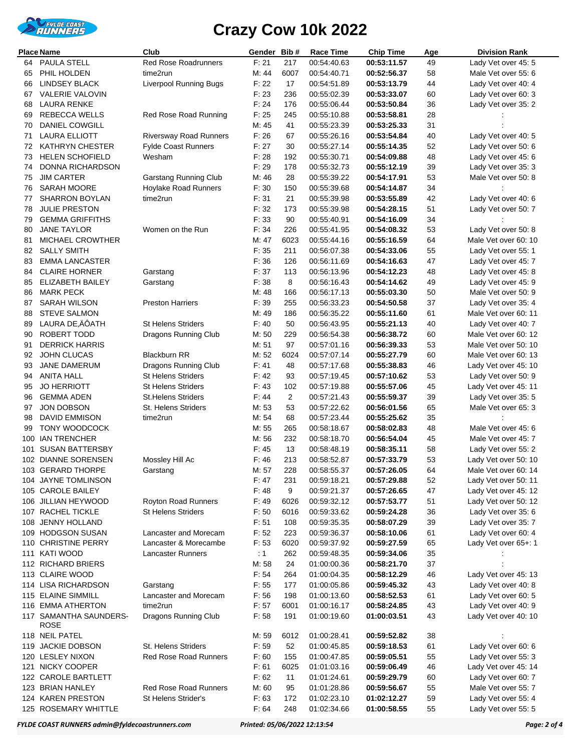# Crazy Cow 10k 2022

| Place | Name | Club | Gender | Bib # | Race Time | Chip Time | Age | Division Rank |
|---|---|---|---|---|---|---|---|---|
| 64 | PAULA STELL | Red Rose Roadrunners | F: 21 | 217 | 00:54:40.63 | **00:53:11.57** | 49 | Lady Vet over 45: 5 |
| 65 | PHIL HOLDEN | time2run | M: 44 | 6007 | 00:54:40.71 | **00:52:56.37** | 58 | Male Vet over 55: 6 |
| 66 | LINDSEY BLACK | Liverpool Running Bugs | F: 22 | 17 | 00:54:51.89 | **00:53:13.79** | 44 | Lady Vet over 40: 4 |
| 67 | VALERIE VALOVIN | | F: 23 | 236 | 00:55:02.39 | **00:53:33.07** | 60 | Lady Vet over 60: 3 |
| 68 | LAURA RENKE | | F: 24 | 176 | 00:55:06.44 | **00:53:50.84** | 36 | Lady Vet over 35: 2 |
| 69 | REBECCA WELLS | Red Rose Road Running | F: 25 | 245 | 00:55:10.88 | **00:53:58.81** | 28 | : |
| 70 | DANIEL COWGILL | | M: 45 | 41 | 00:55:23.39 | **00:53:25.33** | 31 | : |
| 71 | LAURA ELLIOTT | Riversway Road Runners | F: 26 | 67 | 00:55:26.16 | **00:53:54.84** | 40 | Lady Vet over 40: 5 |
| 72 | KATHRYN CHESTER | Fylde Coast Runners | F: 27 | 30 | 00:55:27.14 | **00:55:14.35** | 52 | Lady Vet over 50: 6 |
| 73 | HELEN SCHOFIELD | Wesham | F: 28 | 192 | 00:55:30.71 | **00:54:09.88** | 48 | Lady Vet over 45: 6 |
| 74 | DONNA RICHARDSON | | F: 29 | 178 | 00:55:32.73 | **00:55:12.19** | 39 | Lady Vet over 35: 3 |
| 75 | JIM CARTER | Garstang Running Club | M: 46 | 28 | 00:55:39.22 | **00:54:17.91** | 53 | Male Vet over 50: 8 |
| 76 | SARAH MOORE | Hoylake Road Runners | F: 30 | 150 | 00:55:39.68 | **00:54:14.87** | 34 | : |
| 77 | SHARRON BOYLAN | time2run | F: 31 | 21 | 00:55:39.98 | **00:53:55.89** | 42 | Lady Vet over 40: 6 |
| 78 | JULIE PRESTON | | F: 32 | 173 | 00:55:39.98 | **00:54:28.15** | 51 | Lady Vet over 50: 7 |
| 79 | GEMMA GRIFFITHS | | F: 33 | 90 | 00:55:40.91 | **00:54:16.09** | 34 | : |
| 80 | JANE TAYLOR | Women on the Run | F: 34 | 226 | 00:55:41.95 | **00:54:08.32** | 53 | Lady Vet over 50: 8 |
| 81 | MICHAEL CROWTHER | | M: 47 | 6023 | 00:55:44.16 | **00:55:16.59** | 64 | Male Vet over 60: 10 |
| 82 | SALLY SMITH | | F: 35 | 211 | 00:56:07.38 | **00:54:33.06** | 55 | Lady Vet over 55: 1 |
| 83 | EMMA LANCASTER | | F: 36 | 126 | 00:56:11.69 | **00:54:16.63** | 47 | Lady Vet over 45: 7 |
| 84 | CLAIRE HORNER | Garstang | F: 37 | 113 | 00:56:13.96 | **00:54:12.23** | 48 | Lady Vet over 45: 8 |
| 85 | ELIZABETH BAILEY | Garstang | F: 38 | 8 | 00:56:16.43 | **00:54:14.62** | 49 | Lady Vet over 45: 9 |
| 86 | MARK PECK | | M: 48 | 166 | 00:56:17.13 | **00:55:03.30** | 50 | Male Vet over 50: 9 |
| 87 | SARAH WILSON | Preston Harriers | F: 39 | 255 | 00:56:33.23 | **00:54:50.58** | 37 | Lady Vet over 35: 4 |
| 88 | STEVE SALMON | | M: 49 | 186 | 00:56:35.22 | **00:55:11.60** | 61 | Male Vet over 60: 11 |
| 89 | LAURA DE‚ÄÔATH | St Helens Striders | F: 40 | 50 | 00:56:43.95 | **00:55:21.13** | 40 | Lady Vet over 40: 7 |
| 90 | ROBERT TODD | Dragons Running Club | M: 50 | 229 | 00:56:54.38 | **00:56:38.72** | 60 | Male Vet over 60: 12 |
| 91 | DERRICK HARRIS | | M: 51 | 97 | 00:57:01.16 | **00:56:39.33** | 53 | Male Vet over 50: 10 |
| 92 | JOHN CLUCAS | Blackburn RR | M: 52 | 6024 | 00:57:07.14 | **00:55:27.79** | 60 | Male Vet over 60: 13 |
| 93 | JANE DAMERUM | Dragons Running Club | F: 41 | 48 | 00:57:17.68 | **00:55:38.83** | 46 | Lady Vet over 45: 10 |
| 94 | ANITA HALL | St Helens Striders | F: 42 | 93 | 00:57:19.45 | **00:57:10.62** | 53 | Lady Vet over 50: 9 |
| 95 | JO HERRIOTT | St Helens Striders | F: 43 | 102 | 00:57:19.88 | **00:55:57.06** | 45 | Lady Vet over 45: 11 |
| 96 | GEMMA ADEN | St.Helens Striders | F: 44 | 2 | 00:57:21.43 | **00:55:59.37** | 39 | Lady Vet over 35: 5 |
| 97 | JON DOBSON | St. Helens Striders | M: 53 | 53 | 00:57:22.62 | **00:56:01.56** | 65 | Male Vet over 65: 3 |
| 98 | DAVID EMMISON | time2run | M: 54 | 68 | 00:57:23.44 | **00:55:25.62** | 35 | : |
| 99 | TONY WOODCOCK | | M: 55 | 265 | 00:58:18.67 | **00:58:02.83** | 48 | Male Vet over 45: 6 |
| 100 | IAN TRENCHER | | M: 56 | 232 | 00:58:18.70 | **00:56:54.04** | 45 | Male Vet over 45: 7 |
| 101 | SUSAN BATTERSBY | | F: 45 | 13 | 00:58:48.19 | **00:58:35.11** | 58 | Lady Vet over 55: 2 |
| 102 | DIANNE SORENSEN | Mossley Hill Ac | F: 46 | 213 | 00:58:52.87 | **00:57:33.79** | 53 | Lady Vet over 50: 10 |
| 103 | GERARD THORPE | Garstang | M: 57 | 228 | 00:58:55.37 | **00:57:26.05** | 64 | Male Vet over 60: 14 |
| 104 | JAYNE TOMLINSON | | F: 47 | 231 | 00:59:18.21 | **00:57:29.88** | 52 | Lady Vet over 50: 11 |
| 105 | CAROLE BAILEY | | F: 48 | 9 | 00:59:21.37 | **00:57:26.65** | 47 | Lady Vet over 45: 12 |
| 106 | JILLIAN HEYWOOD | Royton Road Runners | F: 49 | 6026 | 00:59:32.12 | **00:57:53.77** | 51 | Lady Vet over 50: 12 |
| 107 | RACHEL TICKLE | St Helens Striders | F: 50 | 6016 | 00:59:33.62 | **00:59:24.28** | 36 | Lady Vet over 35: 6 |
| 108 | JENNY HOLLAND | | F: 51 | 108 | 00:59:35.35 | **00:58:07.29** | 39 | Lady Vet over 35: 7 |
| 109 | HODGSON SUSAN | Lancaster and Morecam | F: 52 | 223 | 00:59:36.37 | **00:58:10.06** | 61 | Lady Vet over 60: 4 |
| 110 | CHRISTINE PERRY | Lancaster & Morecambe | F: 53 | 6020 | 00:59:37.92 | **00:59:27.59** | 65 | Lady Vet over 65+: 1 |
| 111 | KATI WOOD | Lancaster Runners | : 1 | 262 | 00:59:48.35 | **00:59:34.06** | 35 | : |
| 112 | RICHARD BRIERS | | M: 58 | 24 | 01:00:00.36 | **00:58:21.70** | 37 | : |
| 113 | CLAIRE WOOD | | F: 54 | 264 | 01:00:04.35 | **00:58:12.29** | 46 | Lady Vet over 45: 13 |
| 114 | LISA RICHARDSON | Garstang | F: 55 | 177 | 01:00:05.86 | **00:59:45.32** | 43 | Lady Vet over 40: 8 |
| 115 | ELAINE SIMMILL | Lancaster and Morecam | F: 56 | 198 | 01:00:13.60 | **00:58:52.53** | 61 | Lady Vet over 60: 5 |
| 116 | EMMA ATHERTON | time2run | F: 57 | 6001 | 01:00:16.17 | **00:58:24.85** | 43 | Lady Vet over 40: 9 |
| 117 | SAMANTHA SAUNDERS-ROSE | Dragons Running Club | F: 58 | 191 | 01:00:19.60 | **01:00:03.51** | 43 | Lady Vet over 40: 10 |
| 118 | NEIL PATEL | | M: 59 | 6012 | 01:00:28.41 | **00:59:52.82** | 38 | : |
| 119 | JACKIE DOBSON | St. Helens Striders | F: 59 | 52 | 01:00:45.85 | **00:59:18.53** | 61 | Lady Vet over 60: 6 |
| 120 | LESLEY NIXON | Red Rose Road Runners | F: 60 | 155 | 01:00:47.85 | **00:59:05.51** | 55 | Lady Vet over 55: 3 |
| 121 | NICKY COOPER | | F: 61 | 6025 | 01:01:03.16 | **00:59:06.49** | 46 | Lady Vet over 45: 14 |
| 122 | CAROLE BARTLETT | | F: 62 | 11 | 01:01:24.61 | **00:59:29.79** | 60 | Lady Vet over 60: 7 |
| 123 | BRIAN HANLEY | Red Rose Road Runners | M: 60 | 95 | 01:01:28.86 | **00:59:56.67** | 55 | Male Vet over 55: 7 |
| 124 | KAREN PRESTON | St Helens Strider's | F: 63 | 172 | 01:02:23.10 | **01:02:12.27** | 59 | Lady Vet over 55: 4 |
| 125 | ROSEMARY WHITTLE | | F: 64 | 248 | 01:02:34.66 | **01:00:58.55** | 55 | Lady Vet over 55: 5 |

*FYLDE COAST RUNNERS admin@fyldecoastrunners.com* *Printed: 05/06/2022 12:13:54*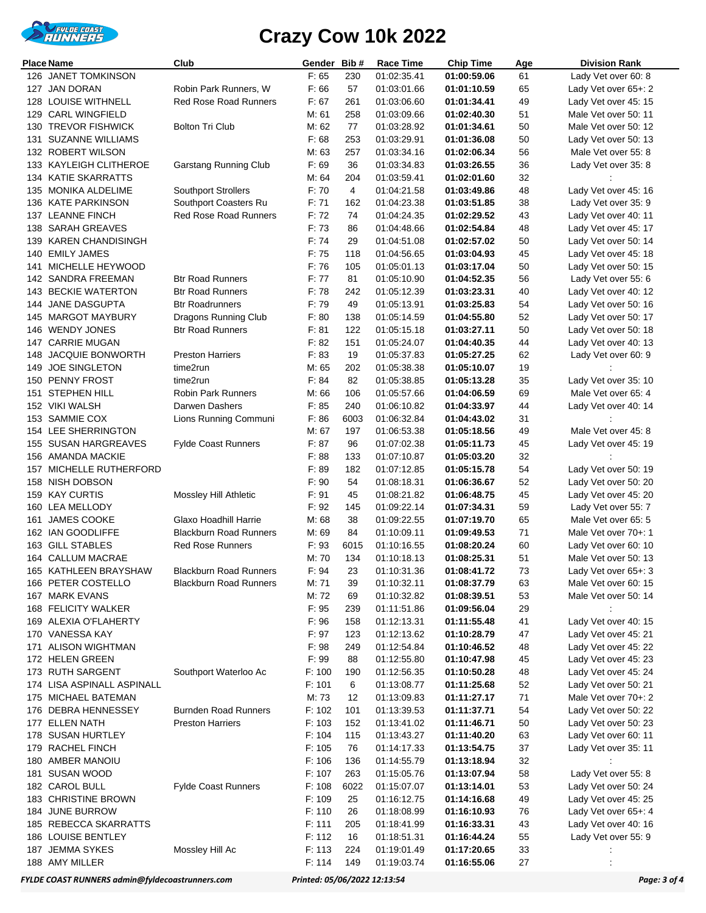# Crazy Cow 10k 2022

| Place | Name | Club | Gender | Bib # | Race Time | Chip Time | Age | Division Rank |
|---|---|---|---|---|---|---|---|---|
| 126 | JANET TOMKINSON | | F: 65 | 230 | 01:02:35.41 | **01:00:59.06** | 61 | Lady Vet over 60: 8 |
| 127 | JAN DORAN | Robin Park Runners, W | F: 66 | 57 | 01:03:01.66 | **01:01:10.59** | 65 | Lady Vet over 65+: 2 |
| 128 | LOUISE WITHNELL | Red Rose Road Runners | F: 67 | 261 | 01:03:06.60 | **01:01:34.41** | 49 | Lady Vet over 45: 15 |
| 129 | CARL WINGFIELD | | M: 61 | 258 | 01:03:09.66 | **01:02:40.30** | 51 | Male Vet over 50: 11 |
| 130 | TREVOR FISHWICK | Bolton Tri Club | M: 62 | 77 | 01:03:28.92 | **01:01:34.61** | 50 | Male Vet over 50: 12 |
| 131 | SUZANNE WILLIAMS | | F: 68 | 253 | 01:03:29.91 | **01:01:36.08** | 50 | Lady Vet over 50: 13 |
| 132 | ROBERT WILSON | | M: 63 | 257 | 01:03:34.16 | **01:02:06.34** | 56 | Male Vet over 55: 8 |
| 133 | KAYLEIGH CLITHEROE | Garstang Running Club | F: 69 | 36 | 01:03:34.83 | **01:03:26.55** | 36 | Lady Vet over 35: 8 |
| 134 | KATIE SKARRATTS | | M: 64 | 204 | 01:03:59.41 | **01:02:01.60** | 32 | : |
| 135 | MONIKA ALDELIME | Southport Strollers | F: 70 | 4 | 01:04:21.58 | **01:03:49.86** | 48 | Lady Vet over 45: 16 |
| 136 | KATE PARKINSON | Southport Coasters Ru | F: 71 | 162 | 01:04:23.38 | **01:03:51.85** | 38 | Lady Vet over 35: 9 |
| 137 | LEANNE FINCH | Red Rose Road Runners | F: 72 | 74 | 01:04:24.35 | **01:02:29.52** | 43 | Lady Vet over 40: 11 |
| 138 | SARAH GREAVES | | F: 73 | 86 | 01:04:48.66 | **01:02:54.84** | 48 | Lady Vet over 45: 17 |
| 139 | KAREN CHANDISINGH | | F: 74 | 29 | 01:04:51.08 | **01:02:57.02** | 50 | Lady Vet over 50: 14 |
| 140 | EMILY JAMES | | F: 75 | 118 | 01:04:56.65 | **01:03:04.93** | 45 | Lady Vet over 45: 18 |
| 141 | MICHELLE HEYWOOD | | F: 76 | 105 | 01:05:01.13 | **01:03:17.04** | 50 | Lady Vet over 50: 15 |
| 142 | SANDRA FREEMAN | Btr Road Runners | F: 77 | 81 | 01:05:10.90 | **01:04:52.35** | 56 | Lady Vet over 55: 6 |
| 143 | BECKIE WATERTON | Btr Road Runners | F: 78 | 242 | 01:05:12.39 | **01:03:23.31** | 40 | Lady Vet over 40: 12 |
| 144 | JANE DASGUPTA | Btr Roadrunners | F: 79 | 49 | 01:05:13.91 | **01:03:25.83** | 54 | Lady Vet over 50: 16 |
| 145 | MARGOT MAYBURY | Dragons Running Club | F: 80 | 138 | 01:05:14.59 | **01:04:55.80** | 52 | Lady Vet over 50: 17 |
| 146 | WENDY JONES | Btr Road Runners | F: 81 | 122 | 01:05:15.18 | **01:03:27.11** | 50 | Lady Vet over 50: 18 |
| 147 | CARRIE MUGAN | | F: 82 | 151 | 01:05:24.07 | **01:04:40.35** | 44 | Lady Vet over 40: 13 |
| 148 | JACQUIE BONWORTH | Preston Harriers | F: 83 | 19 | 01:05:37.83 | **01:05:27.25** | 62 | Lady Vet over 60: 9 |
| 149 | JOE SINGLETON | time2run | M: 65 | 202 | 01:05:38.38 | **01:05:10.07** | 19 | : |
| 150 | PENNY FROST | time2run | F: 84 | 82 | 01:05:38.85 | **01:05:13.28** | 35 | Lady Vet over 35: 10 |
| 151 | STEPHEN HILL | Robin Park Runners | M: 66 | 106 | 01:05:57.66 | **01:04:06.59** | 69 | Male Vet over 65: 4 |
| 152 | VIKI WALSH | Darwen Dashers | F: 85 | 240 | 01:06:10.82 | **01:04:33.97** | 44 | Lady Vet over 40: 14 |
| 153 | SAMMIE COX | Lions Running Communi | F: 86 | 6003 | 01:06:32.84 | **01:04:43.02** | 31 | : |
| 154 | LEE SHERRINGTON | | M: 67 | 197 | 01:06:53.38 | **01:05:18.56** | 49 | Male Vet over 45: 8 |
| 155 | SUSAN HARGREAVES | Fylde Coast Runners | F: 87 | 96 | 01:07:02.38 | **01:05:11.73** | 45 | Lady Vet over 45: 19 |
| 156 | AMANDA MACKIE | | F: 88 | 133 | 01:07:10.87 | **01:05:03.20** | 32 | : |
| 157 | MICHELLE RUTHERFORD | | F: 89 | 182 | 01:07:12.85 | **01:05:15.78** | 54 | Lady Vet over 50: 19 |
| 158 | NISH DOBSON | | F: 90 | 54 | 01:08:18.31 | **01:06:36.67** | 52 | Lady Vet over 50: 20 |
| 159 | KAY CURTIS | Mossley Hill Athletic | F: 91 | 45 | 01:08:21.82 | **01:06:48.75** | 45 | Lady Vet over 45: 20 |
| 160 | LEA MELLODY | | F: 92 | 145 | 01:09:22.14 | **01:07:34.31** | 59 | Lady Vet over 55: 7 |
| 161 | JAMES COOKE | Glaxo Hoadhill Harrie | M: 68 | 38 | 01:09:22.55 | **01:07:19.70** | 65 | Male Vet over 65: 5 |
| 162 | IAN GOODLIFFE | Blackburn Road Runners | M: 69 | 84 | 01:10:09.11 | **01:09:49.53** | 71 | Male Vet over 70+: 1 |
| 163 | GILL STABLES | Red Rose Runners | F: 93 | 6015 | 01:10:16.55 | **01:08:20.24** | 60 | Lady Vet over 60: 10 |
| 164 | CALLUM MACRAE | | M: 70 | 134 | 01:10:18.13 | **01:08:25.31** | 51 | Male Vet over 50: 13 |
| 165 | KATHLEEN BRAYSHAW | Blackburn Road Runners | F: 94 | 23 | 01:10:31.36 | **01:08:41.72** | 73 | Lady Vet over 65+: 3 |
| 166 | PETER COSTELLO | Blackburn Road Runners | M: 71 | 39 | 01:10:32.11 | **01:08:37.79** | 63 | Male Vet over 60: 15 |
| 167 | MARK EVANS | | M: 72 | 69 | 01:10:32.82 | **01:08:39.51** | 53 | Male Vet over 50: 14 |
| 168 | FELICITY WALKER | | F: 95 | 239 | 01:11:51.86 | **01:09:56.04** | 29 | : |
| 169 | ALEXIA O'FLAHERTY | | F: 96 | 158 | 01:12:13.31 | **01:11:55.48** | 41 | Lady Vet over 40: 15 |
| 170 | VANESSA KAY | | F: 97 | 123 | 01:12:13.62 | **01:10:28.79** | 47 | Lady Vet over 45: 21 |
| 171 | ALISON WIGHTMAN | | F: 98 | 249 | 01:12:54.84 | **01:10:46.52** | 48 | Lady Vet over 45: 22 |
| 172 | HELEN GREEN | | F: 99 | 88 | 01:12:55.80 | **01:10:47.98** | 45 | Lady Vet over 45: 23 |
| 173 | RUTH SARGENT | Southport Waterloo Ac | F: 100 | 190 | 01:12:56.35 | **01:10:50.28** | 48 | Lady Vet over 45: 24 |
| 174 | LISA ASPINALL ASPINALL | | F: 101 | 6 | 01:13:08.77 | **01:11:25.68** | 52 | Lady Vet over 50: 21 |
| 175 | MICHAEL BATEMAN | | M: 73 | 12 | 01:13:09.83 | **01:11:27.17** | 71 | Male Vet over 70+: 2 |
| 176 | DEBRA HENNESSEY | Burnden Road Runners | F: 102 | 101 | 01:13:39.53 | **01:11:37.71** | 54 | Lady Vet over 50: 22 |
| 177 | ELLEN NATH | Preston Harriers | F: 103 | 152 | 01:13:41.02 | **01:11:46.71** | 50 | Lady Vet over 50: 23 |
| 178 | SUSAN HURTLEY | | F: 104 | 115 | 01:13:43.27 | **01:11:40.20** | 63 | Lady Vet over 60: 11 |
| 179 | RACHEL FINCH | | F: 105 | 76 | 01:14:17.33 | **01:13:54.75** | 37 | Lady Vet over 35: 11 |
| 180 | AMBER MANOIU | | F: 106 | 136 | 01:14:55.79 | **01:13:18.94** | 32 | : |
| 181 | SUSAN WOOD | | F: 107 | 263 | 01:15:05.76 | **01:13:07.94** | 58 | Lady Vet over 55: 8 |
| 182 | CAROL BULL | Fylde Coast Runners | F: 108 | 6022 | 01:15:07.07 | **01:13:14.01** | 53 | Lady Vet over 50: 24 |
| 183 | CHRISTINE BROWN | | F: 109 | 25 | 01:16:12.75 | **01:14:16.68** | 49 | Lady Vet over 45: 25 |
| 184 | JUNE BURROW | | F: 110 | 26 | 01:18:08.99 | **01:16:10.93** | 76 | Lady Vet over 65+: 4 |
| 185 | REBECCA SKARRATTS | | F: 111 | 205 | 01:18:41.99 | **01:16:33.31** | 43 | Lady Vet over 40: 16 |
| 186 | LOUISE BENTLEY | | F: 112 | 16 | 01:18:51.31 | **01:16:44.24** | 55 | Lady Vet over 55: 9 |
| 187 | JEMMA SYKES | Mossley Hill Ac | F: 113 | 224 | 01:19:01.49 | **01:17:20.65** | 33 | : |
| 188 | AMY MILLER | | F: 114 | 149 | 01:19:03.74 | **01:16:55.06** | 27 | : |

*FYLDE COAST RUNNERS admin@fyldecoastrunners.com* *Printed: 05/06/2022 12:13:54*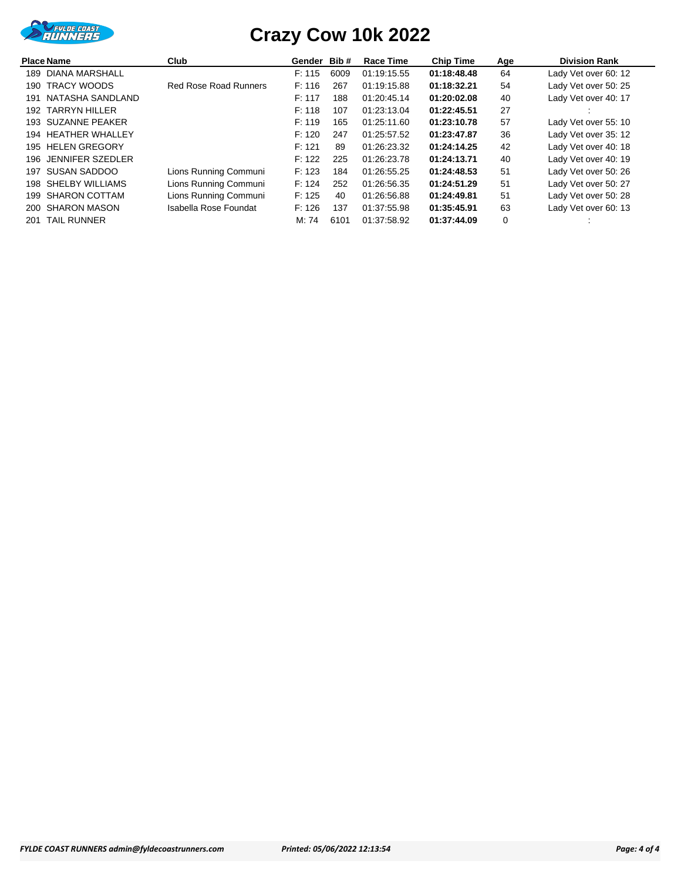# Crazy Cow 10k 2022

| Place | Name | Club | Gender | Bib # | Race Time | Chip Time | Age | Division Rank |
|---|---|---|---|---|---|---|---|---|
| 189 | DIANA MARSHALL | | F: 115 | 6009 | 01:19:15.55 | **01:18:48.48** | 64 | Lady Vet over 60: 12 |
| 190 | TRACY WOODS | Red Rose Road Runners | F: 116 | 267 | 01:19:15.88 | **01:18:32.21** | 54 | Lady Vet over 50: 25 |
| 191 | NATASHA SANDLAND | | F: 117 | 188 | 01:20:45.14 | **01:20:02.08** | 40 | Lady Vet over 40: 17 |
| 192 | TARRYN HILLER | | F: 118 | 107 | 01:23:13.04 | **01:22:45.51** | 27 | : |
| 193 | SUZANNE PEAKER | | F: 119 | 165 | 01:25:11.60 | **01:23:10.78** | 57 | Lady Vet over 55: 10 |
| 194 | HEATHER WHALLEY | | F: 120 | 247 | 01:25:57.52 | **01:23:47.87** | 36 | Lady Vet over 35: 12 |
| 195 | HELEN GREGORY | | F: 121 | 89 | 01:26:23.32 | **01:24:14.25** | 42 | Lady Vet over 40: 18 |
| 196 | JENNIFER SZEDLER | | F: 122 | 225 | 01:26:23.78 | **01:24:13.71** | 40 | Lady Vet over 40: 19 |
| 197 | SUSAN SADDOO | Lions Running Communi | F: 123 | 184 | 01:26:55.25 | **01:24:48.53** | 51 | Lady Vet over 50: 26 |
| 198 | SHELBY WILLIAMS | Lions Running Communi | F: 124 | 252 | 01:26:56.35 | **01:24:51.29** | 51 | Lady Vet over 50: 27 |
| 199 | SHARON COTTAM | Lions Running Communi | F: 125 | 40 | 01:26:56.88 | **01:24:49.81** | 51 | Lady Vet over 50: 28 |
| 200 | SHARON MASON | Isabella Rose Foundat | F: 126 | 137 | 01:37:55.98 | **01:35:45.91** | 63 | Lady Vet over 60: 13 |
| 201 | TAIL RUNNER | | M: 74 | 6101 | 01:37:58.92 | **01:37:44.09** | 0 | : |

*FYLDE COAST RUNNERS admin@fyldecoastrunners.com* *Printed: 05/06/2022 12:13:54*